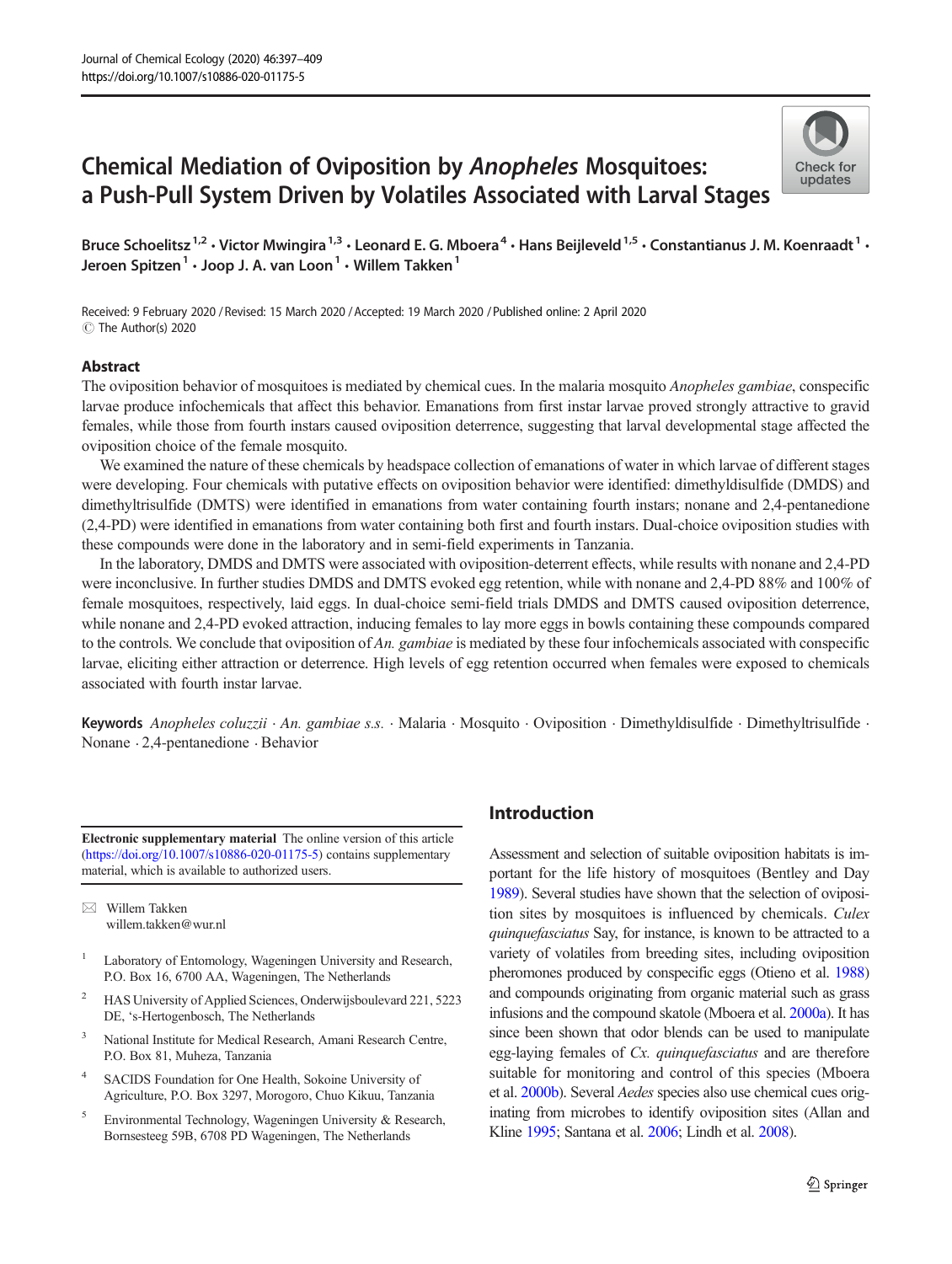# Chemical Mediation of Oviposition by *Anopheles* Mosquitoes: a Push-Pull System Driven by Volatiles Associated with Larval Stages

Bruce Schoelitsz[1,2] · Victor Mwingira[1,3] · Leonard E. G. Mboera[4] · Hans Beijleveld[1,5] · Constantianus J. M. Koenraadt[1] · Jeroen Spitzen[1] · Joop J. A. van Loon[1] · Willem Takken[1]

Received: 9 February 2020 / Revised: 15 March 2020 / Accepted: 19 March 2020 / Published online: 2 April 2020
© The Author(s) 2020

## Abstract

The oviposition behavior of mosquitoes is mediated by chemical cues. In the malaria mosquito *Anopheles gambiae*, conspecific larvae produce infochemicals that affect this behavior. Emanations from first instar larvae proved strongly attractive to gravid females, while those from fourth instars caused oviposition deterrence, suggesting that larval developmental stage affected the oviposition choice of the female mosquito.

We examined the nature of these chemicals by headspace collection of emanations of water in which larvae of different stages were developing. Four chemicals with putative effects on oviposition behavior were identified: dimethyldisulfide (DMDS) and dimethyltrisulfide (DMTS) were identified in emanations from water containing fourth instars; nonane and 2,4-pentanedione (2,4-PD) were identified in emanations from water containing both first and fourth instars. Dual-choice oviposition studies with these compounds were done in the laboratory and in semi-field experiments in Tanzania.

In the laboratory, DMDS and DMTS were associated with oviposition-deterrent effects, while results with nonane and 2,4-PD were inconclusive. In further studies DMDS and DMTS evoked egg retention, while with nonane and 2,4-PD 88% and 100% of female mosquitoes, respectively, laid eggs. In dual-choice semi-field trials DMDS and DMTS caused oviposition deterrence, while nonane and 2,4-PD evoked attraction, inducing females to lay more eggs in bowls containing these compounds compared to the controls. We conclude that oviposition of *An. gambiae* is mediated by these four infochemicals associated with conspecific larvae, eliciting either attraction or deterrence. High levels of egg retention occurred when females were exposed to chemicals associated with fourth instar larvae.

**Keywords** *Anopheles coluzzii* · *An. gambiae s.s.* · Malaria · Mosquito · Oviposition · Dimethyldisulfide · Dimethyltrisulfide · Nonane · 2,4-pentanedione · Behavior

**Electronic supplementary material** The online version of this article (https://doi.org/10.1007/s10886-020-01175-5) contains supplementary material, which is available to authorized users.

✉ Willem Takken
willem.takken@wur.nl

[1] Laboratory of Entomology, Wageningen University and Research, P.O. Box 16, 6700 AA, Wageningen, The Netherlands

[2] HAS University of Applied Sciences, Onderwijsboulevard 221, 5223 DE, 's-Hertogenbosch, The Netherlands

[3] National Institute for Medical Research, Amani Research Centre, P.O. Box 81, Muheza, Tanzania

[4] SACIDS Foundation for One Health, Sokoine University of Agriculture, P.O. Box 3297, Morogoro, Chuo Kikuu, Tanzania

[5] Environmental Technology, Wageningen University & Research, Bornsesteeg 59B, 6708 PD Wageningen, The Netherlands

## Introduction

Assessment and selection of suitable oviposition habitats is important for the life history of mosquitoes (Bentley and Day 1989). Several studies have shown that the selection of oviposition sites by mosquitoes is influenced by chemicals. *Culex quinquefasciatus* Say, for instance, is known to be attracted to a variety of volatiles from breeding sites, including oviposition pheromones produced by conspecific eggs (Otieno et al. 1988) and compounds originating from organic material such as grass infusions and the compound skatole (Mboera et al. 2000a). It has since been shown that odor blends can be used to manipulate egg-laying females of *Cx. quinquefasciatus* and are therefore suitable for monitoring and control of this species (Mboera et al. 2000b). Several *Aedes* species also use chemical cues originating from microbes to identify oviposition sites (Allan and Kline 1995; Santana et al. 2006; Lindh et al. 2008).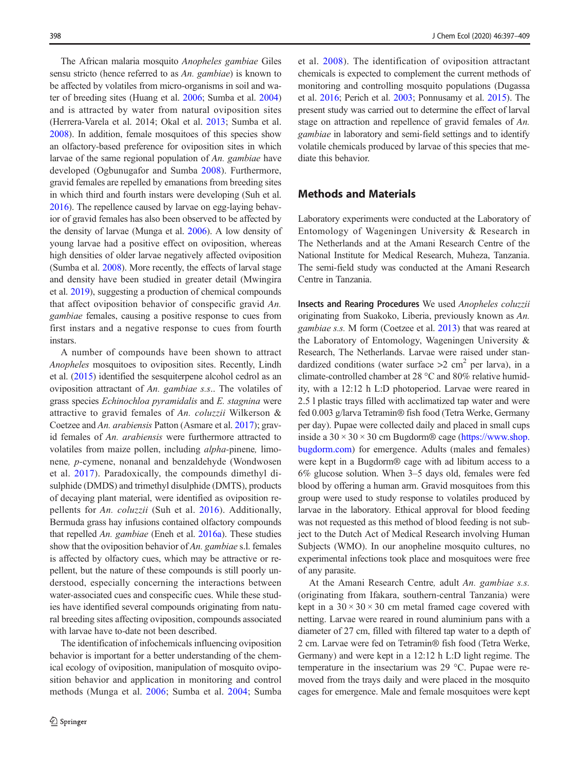The African malaria mosquito *Anopheles gambiae* Giles sensu stricto (hence referred to as *An. gambiae*) is known to be affected by volatiles from micro-organisms in soil and water of breeding sites (Huang et al. 2006; Sumba et al. 2004) and is attracted by water from natural oviposition sites (Herrera-Varela et al. 2014; Okal et al. 2013; Sumba et al. 2008). In addition, female mosquitoes of this species show an olfactory-based preference for oviposition sites in which larvae of the same regional population of *An. gambiae* have developed (Ogbunugafor and Sumba 2008). Furthermore, gravid females are repelled by emanations from breeding sites in which third and fourth instars were developing (Suh et al. 2016). The repellence caused by larvae on egg-laying behavior of gravid females has also been observed to be affected by the density of larvae (Munga et al. 2006). A low density of young larvae had a positive effect on oviposition, whereas high densities of older larvae negatively affected oviposition (Sumba et al. 2008). More recently, the effects of larval stage and density have been studied in greater detail (Mwingira et al. 2019), suggesting a production of chemical compounds that affect oviposition behavior of conspecific gravid *An. gambiae* females, causing a positive response to cues from first instars and a negative response to cues from fourth instars.

A number of compounds have been shown to attract *Anopheles* mosquitoes to oviposition sites. Recently, Lindh et al. (2015) identified the sesquiterpene alcohol cedrol as an oviposition attractant of *An. gambiae s.s.*. The volatiles of grass species *Echinochloa pyramidalis* and *E. stagnina* were attractive to gravid females of *An. coluzzii* Wilkerson & Coetzee and *An. arabiensis* Patton (Asmare et al. 2017); gravid females of *An. arabiensis* were furthermore attracted to volatiles from maize pollen, including *alpha*-pinene, limonene, *p*-cymene, nonanal and benzaldehyde (Wondwosen et al. 2017). Paradoxically, the compounds dimethyl disulphide (DMDS) and trimethyl disulphide (DMTS), products of decaying plant material, were identified as oviposition repellents for *An. coluzzii* (Suh et al. 2016). Additionally, Bermuda grass hay infusions contained olfactory compounds that repelled *An. gambiae* (Eneh et al. 2016a). These studies show that the oviposition behavior of *An. gambiae* s.l. females is affected by olfactory cues, which may be attractive or repellent, but the nature of these compounds is still poorly understood, especially concerning the interactions between water-associated cues and conspecific cues. While these studies have identified several compounds originating from natural breeding sites affecting oviposition, compounds associated with larvae have to-date not been described.

The identification of infochemicals influencing oviposition behavior is important for a better understanding of the chemical ecology of oviposition, manipulation of mosquito oviposition behavior and application in monitoring and control methods (Munga et al. 2006; Sumba et al. 2004; Sumba et al. 2008). The identification of oviposition attractant chemicals is expected to complement the current methods of monitoring and controlling mosquito populations (Dugassa et al. 2016; Perich et al. 2003; Ponnusamy et al. 2015). The present study was carried out to determine the effect of larval stage on attraction and repellence of gravid females of *An. gambiae* in laboratory and semi-field settings and to identify volatile chemicals produced by larvae of this species that mediate this behavior.

## Methods and Materials

Laboratory experiments were conducted at the Laboratory of Entomology of Wageningen University & Research in The Netherlands and at the Amani Research Centre of the National Institute for Medical Research, Muheza, Tanzania. The semi-field study was conducted at the Amani Research Centre in Tanzania.

**Insects and Rearing Procedures** We used *Anopheles coluzzii* originating from Suakoko, Liberia, previously known as *An. gambiae s.s.* M form (Coetzee et al. 2013) that was reared at the Laboratory of Entomology, Wageningen University & Research, The Netherlands. Larvae were raised under standardized conditions (water surface >2 $cm^2$ per larva), in a climate-controlled chamber at 28 °C and 80% relative humidity, with a 12:12 h L:D photoperiod. Larvae were reared in 2.5 l plastic trays filled with acclimatized tap water and were fed 0.003 g/larva Tetramin® fish food (Tetra Werke, Germany per day). Pupae were collected daily and placed in small cups inside a 30 × 30 × 30 cm Bugdorm® cage (https://www.shop.bugdorm.com) for emergence. Adults (males and females) were kept in a Bugdorm® cage with ad libitum access to a 6% glucose solution. When 3–5 days old, females were fed blood by offering a human arm. Gravid mosquitoes from this group were used to study response to volatiles produced by larvae in the laboratory. Ethical approval for blood feeding was not requested as this method of blood feeding is not subject to the Dutch Act of Medical Research involving Human Subjects (WMO). In our anopheline mosquito cultures, no experimental infections took place and mosquitoes were free of any parasite.

At the Amani Research Centre, adult *An. gambiae s.s.* (originating from Ifakara, southern-central Tanzania) were kept in a 30 × 30 × 30 cm metal framed cage covered with netting. Larvae were reared in round aluminium pans with a diameter of 27 cm, filled with filtered tap water to a depth of 2 cm. Larvae were fed on Tetramin® fish food (Tetra Werke, Germany) and were kept in a 12:12 h L:D light regime. The temperature in the insectarium was 29 °C. Pupae were removed from the trays daily and were placed in the mosquito cages for emergence. Male and female mosquitoes were kept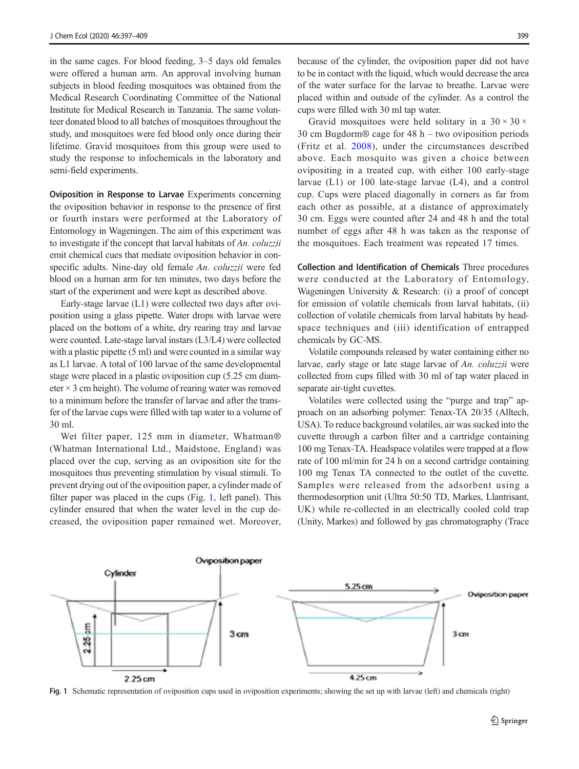in the same cages. For blood feeding, 3–5 days old females were offered a human arm. An approval involving human subjects in blood feeding mosquitoes was obtained from the Medical Research Coordinating Committee of the National Institute for Medical Research in Tanzania. The same volunteer donated blood to all batches of mosquitoes throughout the study, and mosquitoes were fed blood only once during their lifetime. Gravid mosquitoes from this group were used to study the response to infochemicals in the laboratory and semi-field experiments.

**Oviposition in Response to Larvae** Experiments concerning the oviposition behavior in response to the presence of first or fourth instars were performed at the Laboratory of Entomology in Wageningen. The aim of this experiment was to investigate if the concept that larval habitats of *An. coluzzii* emit chemical cues that mediate oviposition behavior in conspecific adults. Nine-day old female *An. coluzzii* were fed blood on a human arm for ten minutes, two days before the start of the experiment and were kept as described above.

Early-stage larvae (L1) were collected two days after oviposition using a glass pipette. Water drops with larvae were placed on the bottom of a white, dry rearing tray and larvae were counted. Late-stage larval instars (L3/L4) were collected with a plastic pipette (5 ml) and were counted in a similar way as L1 larvae. A total of 100 larvae of the same developmental stage were placed in a plastic oviposition cup (5.25 cm diameter × 3 cm height). The volume of rearing water was removed to a minimum before the transfer of larvae and after the transfer of the larvae cups were filled with tap water to a volume of 30 ml.

Wet filter paper, 125 mm in diameter, Whatman® (Whatman International Ltd., Maidstone, England) was placed over the cup, serving as an oviposition site for the mosquitoes thus preventing stimulation by visual stimuli. To prevent drying out of the oviposition paper, a cylinder made of filter paper was placed in the cups (Fig. 1, left panel). This cylinder ensured that when the water level in the cup decreased, the oviposition paper remained wet. Moreover, because of the cylinder, the oviposition paper did not have to be in contact with the liquid, which would decrease the area of the water surface for the larvae to breathe. Larvae were placed within and outside of the cylinder. As a control the cups were filled with 30 ml tap water.

Gravid mosquitoes were held solitary in a 30 × 30 × 30 cm Bugdorm® cage for 48 h – two oviposition periods (Fritz et al. 2008), under the circumstances described above. Each mosquito was given a choice between ovipositing in a treated cup, with either 100 early-stage larvae (L1) or 100 late-stage larvae (L4), and a control cup. Cups were placed diagonally in corners as far from each other as possible, at a distance of approximately 30 cm. Eggs were counted after 24 and 48 h and the total number of eggs after 48 h was taken as the response of the mosquitoes. Each treatment was repeated 17 times.

**Collection and Identification of Chemicals** Three procedures were conducted at the Laboratory of Entomology, Wageningen University & Research: (i) a proof of concept for emission of volatile chemicals from larval habitats, (ii) collection of volatile chemicals from larval habitats by headspace techniques and (iii) identification of entrapped chemicals by GC-MS.

Volatile compounds released by water containing either no larvae, early stage or late stage larvae of *An. coluzzii* were collected from cups filled with 30 ml of tap water placed in separate air-tight cuvettes.

Volatiles were collected using the "purge and trap" approach on an adsorbing polymer: Tenax-TA 20/35 (Alltech, USA). To reduce background volatiles, air was sucked into the cuvette through a carbon filter and a cartridge containing 100 mg Tenax-TA. Headspace volatiles were trapped at a flow rate of 100 ml/min for 24 h on a second cartridge containing 100 mg Tenax TA connected to the outlet of the cuvette. Samples were released from the adsorbent using a thermodesorption unit (Ultra 50:50 TD, Markes, Llantrisant, UK) while re-collected in an electrically cooled cold trap (Unity, Markes) and followed by gas chromatography (Trace

Fig. 1 Schematic representation of oviposition cups used in oviposition experiments; showing the set up with larvae (left) and chemicals (right)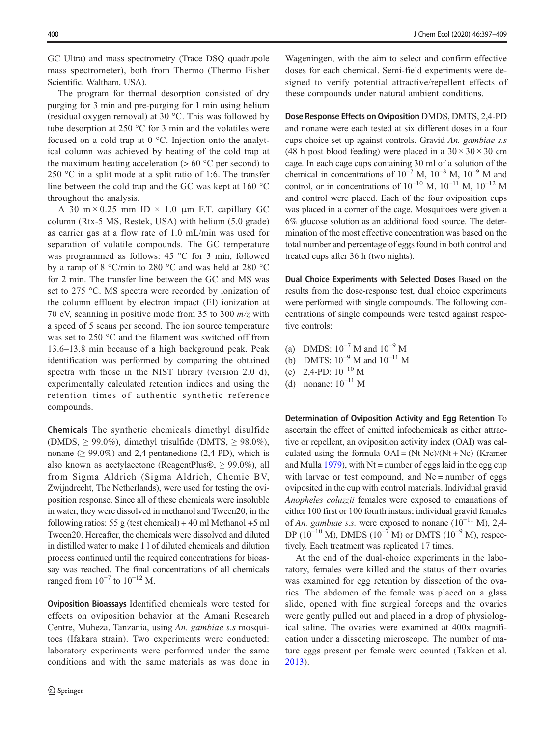GC Ultra) and mass spectrometry (Trace DSQ quadrupole mass spectrometer), both from Thermo (Thermo Fisher Scientific, Waltham, USA).

The program for thermal desorption consisted of dry purging for 3 min and pre-purging for 1 min using helium (residual oxygen removal) at 30 °C. This was followed by tube desorption at 250 °C for 3 min and the volatiles were focused on a cold trap at 0 °C. Injection onto the analytical column was achieved by heating of the cold trap at the maximum heating acceleration (> 60 °C per second) to 250 °C in a split mode at a split ratio of 1:6. The transfer line between the cold trap and the GC was kept at 160 °C throughout the analysis.

A 30 m × 0.25 mm ID × 1.0 μm F.T. capillary GC column (Rtx-5 MS, Restek, USA) with helium (5.0 grade) as carrier gas at a flow rate of 1.0 mL/min was used for separation of volatile compounds. The GC temperature was programmed as follows: 45 °C for 3 min, followed by a ramp of 8 °C/min to 280 °C and was held at 280 °C for 2 min. The transfer line between the GC and MS was set to 275 °C. MS spectra were recorded by ionization of the column effluent by electron impact (EI) ionization at 70 eV, scanning in positive mode from 35 to 300 *m/z* with a speed of 5 scans per second. The ion source temperature was set to 250 °C and the filament was switched off from 13.6–13.8 min because of a high background peak. Peak identification was performed by comparing the obtained spectra with those in the NIST library (version 2.0 d), experimentally calculated retention indices and using the retention times of authentic synthetic reference compounds.

**Chemicals** The synthetic chemicals dimethyl disulfide (DMDS, ≥ 99.0%), dimethyl trisulfide (DMTS, ≥ 98.0%), nonane (≥ 99.0%) and 2,4-pentanedione (2,4-PD), which is also known as acetylacetone (ReagentPlus®, ≥ 99.0%), all from Sigma Aldrich (Sigma Aldrich, Chemie BV, Zwijndrecht, The Netherlands), were used for testing the oviposition response. Since all of these chemicals were insoluble in water, they were dissolved in methanol and Tween20, in the following ratios: 55 g (test chemical) + 40 ml Methanol +5 ml Tween20. Hereafter, the chemicals were dissolved and diluted in distilled water to make 1 l of diluted chemicals and dilution process continued until the required concentrations for bioassay was reached. The final concentrations of all chemicals ranged from $10^{-7}$ to $10^{-12}$ M.

**Oviposition Bioassays** Identified chemicals were tested for effects on oviposition behavior at the Amani Research Centre, Muheza, Tanzania, using *An. gambiae s.s* mosquitoes (Ifakara strain). Two experiments were conducted: laboratory experiments were performed under the same conditions and with the same materials as was done in Wageningen, with the aim to select and confirm effective doses for each chemical. Semi-field experiments were designed to verify potential attractive/repellent effects of these compounds under natural ambient conditions.

**Dose Response Effects on Oviposition** DMDS, DMTS, 2,4-PD and nonane were each tested at six different doses in a four cups choice set up against controls. Gravid *An. gambiae s.s* (48 h post blood feeding) were placed in a 30 × 30 × 30 cm cage. In each cage cups containing 30 ml of a solution of the chemical in concentrations of $10^{-7}$ M, $10^{-8}$ M, $10^{-9}$ M and control, or in concentrations of $10^{-10}$ M, $10^{-11}$ M, $10^{-12}$ M and control were placed. Each of the four oviposition cups was placed in a corner of the cage. Mosquitoes were given a 6% glucose solution as an additional food source. The determination of the most effective concentration was based on the total number and percentage of eggs found in both control and treated cups after 36 h (two nights).

**Dual Choice Experiments with Selected Doses** Based on the results from the dose-response test, dual choice experiments were performed with single compounds. The following concentrations of single compounds were tested against respective controls:

(a) DMDS: $10^{-7}$ M and $10^{-9}$ M
(b) DMTS: $10^{-9}$ M and $10^{-11}$ M
(c) 2,4-PD: $10^{-10}$ M
(d) nonane: $10^{-11}$ M

**Determination of Oviposition Activity and Egg Retention** To ascertain the effect of emitted infochemicals as either attractive or repellent, an oviposition activity index (OAI) was calculated using the formula OAI = (Nt-Nc)/(Nt + Nc) (Kramer and Mulla 1979), with Nt = number of eggs laid in the egg cup with larvae or test compound, and Nc = number of eggs oviposited in the cup with control materials. Individual gravid *Anopheles coluzzii* females were exposed to emanations of either 100 first or 100 fourth instars; individual gravid females of *An. gambiae s.s.* were exposed to nonane ($10^{-11}$ M), 2,4-DP ($10^{-10}$ M), DMDS ($10^{-7}$ M) or DMTS ($10^{-9}$ M), respectively. Each treatment was replicated 17 times.

At the end of the dual-choice experiments in the laboratory, females were killed and the status of their ovaries was examined for egg retention by dissection of the ovaries. The abdomen of the female was placed on a glass slide, opened with fine surgical forceps and the ovaries were gently pulled out and placed in a drop of physiological saline. The ovaries were examined at 400x magnification under a dissecting microscope. The number of mature eggs present per female were counted (Takken et al. 2013).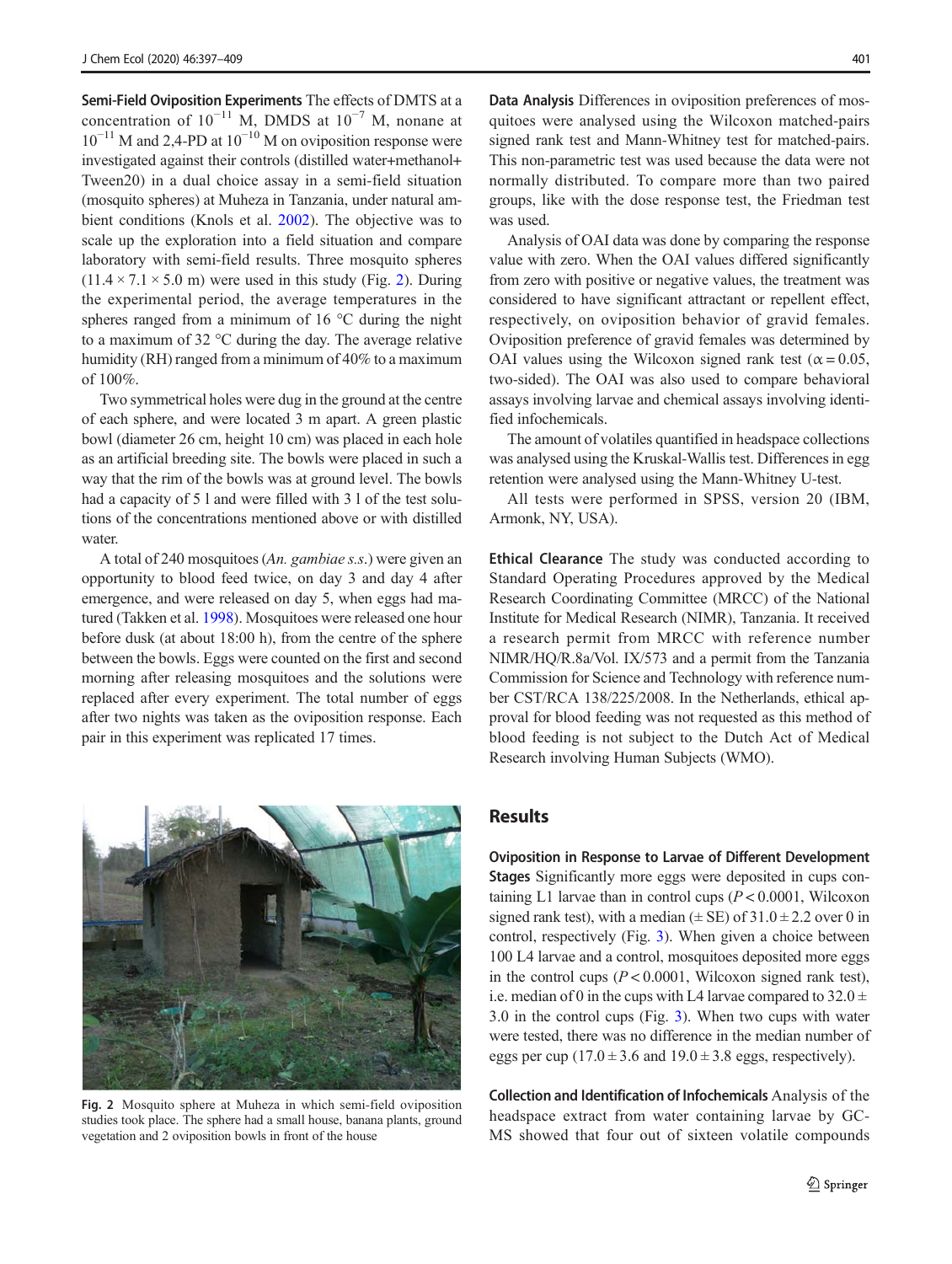**Semi-Field Oviposition Experiments** The effects of DMTS at a concentration of $10^{-11}$ M, DMDS at $10^{-7}$ M, nonane at $10^{-11}$ M and 2,4-PD at $10^{-10}$ M on oviposition response were investigated against their controls (distilled water+methanol+Tween20) in a dual choice assay in a semi-field situation (mosquito spheres) at Muheza in Tanzania, under natural ambient conditions (Knols et al. 2002). The objective was to scale up the exploration into a field situation and compare laboratory with semi-field results. Three mosquito spheres ($11.4 \times 7.1 \times 5.0$ m) were used in this study (Fig. 2). During the experimental period, the average temperatures in the spheres ranged from a minimum of 16 °C during the night to a maximum of 32 °C during the day. The average relative humidity (RH) ranged from a minimum of 40% to a maximum of 100%.

Two symmetrical holes were dug in the ground at the centre of each sphere, and were located 3 m apart. A green plastic bowl (diameter 26 cm, height 10 cm) was placed in each hole as an artificial breeding site. The bowls were placed in such a way that the rim of the bowls was at ground level. The bowls had a capacity of 5 l and were filled with 3 l of the test solutions of the concentrations mentioned above or with distilled water.

A total of 240 mosquitoes (*An. gambiae s.s.*) were given an opportunity to blood feed twice, on day 3 and day 4 after emergence, and were released on day 5, when eggs had matured (Takken et al. 1998). Mosquitoes were released one hour before dusk (at about 18:00 h), from the centre of the sphere between the bowls. Eggs were counted on the first and second morning after releasing mosquitoes and the solutions were replaced after every experiment. The total number of eggs after two nights was taken as the oviposition response. Each pair in this experiment was replicated 17 times.

Fig. 2 Mosquito sphere at Muheza in which semi-field oviposition studies took place. The sphere had a small house, banana plants, ground vegetation and 2 oviposition bowls in front of the house

**Data Analysis** Differences in oviposition preferences of mosquitoes were analysed using the Wilcoxon matched-pairs signed rank test and Mann-Whitney test for matched-pairs. This non-parametric test was used because the data were not normally distributed. To compare more than two paired groups, like with the dose response test, the Friedman test was used.

Analysis of OAI data was done by comparing the response value with zero. When the OAI values differed significantly from zero with positive or negative values, the treatment was considered to have significant attractant or repellent effect, respectively, on oviposition behavior of gravid females. Oviposition preference of gravid females was determined by OAI values using the Wilcoxon signed rank test ($\alpha = 0.05$, two-sided). The OAI was also used to compare behavioral assays involving larvae and chemical assays involving identified infochemicals.

The amount of volatiles quantified in headspace collections was analysed using the Kruskal-Wallis test. Differences in egg retention were analysed using the Mann-Whitney U-test.

All tests were performed in SPSS, version 20 (IBM, Armonk, NY, USA).

**Ethical Clearance** The study was conducted according to Standard Operating Procedures approved by the Medical Research Coordinating Committee (MRCC) of the National Institute for Medical Research (NIMR), Tanzania. It received a research permit from MRCC with reference number NIMR/HQ/R.8a/Vol. IX/573 and a permit from the Tanzania Commission for Science and Technology with reference number CST/RCA 138/225/2008. In the Netherlands, ethical approval for blood feeding was not requested as this method of blood feeding is not subject to the Dutch Act of Medical Research involving Human Subjects (WMO).

## Results

**Oviposition in Response to Larvae of Different Development Stages** Significantly more eggs were deposited in cups containing L1 larvae than in control cups ($P < 0.0001$, Wilcoxon signed rank test), with a median ($\pm$ SE) of $31.0 \pm 2.2$ over 0 in control, respectively (Fig. 3). When given a choice between 100 L4 larvae and a control, mosquitoes deposited more eggs in the control cups ($P < 0.0001$, Wilcoxon signed rank test), i.e. median of 0 in the cups with L4 larvae compared to $32.0 \pm 3.0$ in the control cups (Fig. 3). When two cups with water were tested, there was no difference in the median number of eggs per cup ($17.0 \pm 3.6$ and $19.0 \pm 3.8$ eggs, respectively).

**Collection and Identification of Infochemicals** Analysis of the headspace extract from water containing larvae by GC-MS showed that four out of sixteen volatile compounds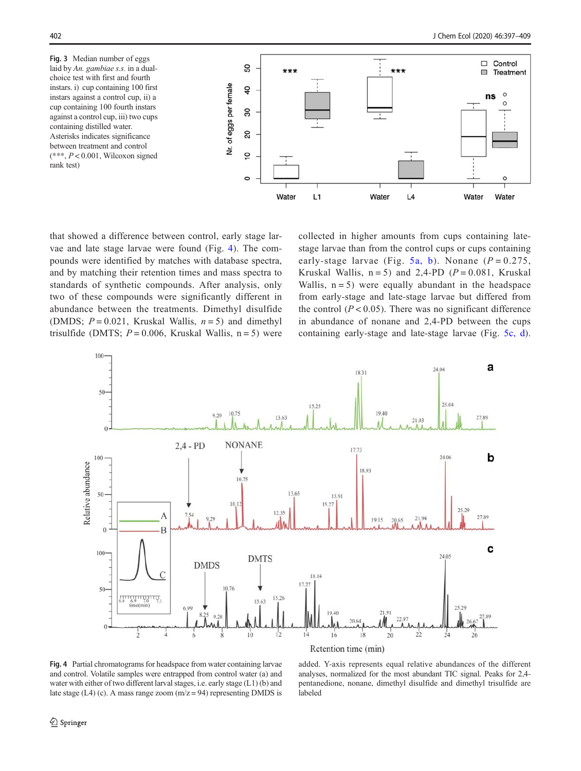Fig. 3 Median number of eggs laid by *An. gambiae s.s.* in a dual-choice test with first and fourth instars. i) cup containing 100 first instars against a control cup, ii) a cup containing 100 fourth instars against a control cup, iii) two cups containing distilled water. Asterisks indicates significance between treatment and control (***, $P < 0.001$, Wilcoxon signed rank test)

that showed a difference between control, early stage larvae and late stage larvae were found (Fig. 4). The compounds were identified by matches with database spectra, and by matching their retention times and mass spectra to standards of synthetic compounds. After analysis, only two of these compounds were significantly different in abundance between the treatments. Dimethyl disulfide (DMDS; $P = 0.021$, Kruskal Wallis, $n = 5$) and dimethyl trisulfide (DMTS; $P = 0.006$, Kruskal Wallis, $n = 5$) were collected in higher amounts from cups containing late-stage larvae than from the control cups or cups containing early-stage larvae (Fig. 5a, b). Nonane ($P = 0.275$, Kruskal Wallis, $n = 5$) and 2,4-PD ($P = 0.081$, Kruskal Wallis, $n = 5$) were equally abundant in the headspace from early-stage and late-stage larvae but differed from the control ($P < 0.05$). There was no significant difference in abundance of nonane and 2,4-PD between the cups containing early-stage and late-stage larvae (Fig. 5c, d).

Fig. 4 Partial chromatograms for headspace from water containing larvae and control. Volatile samples were entrapped from control water (a) and water with either of two different larval stages, i.e. early stage (L1) (b) and late stage (L4) (c). A mass range zoom ($m/z = 94$) representing DMDS is added. Y-axis represents equal relative abundances of the different analyses, normalized for the most abundant TIC signal. Peaks for 2,4-pentanedione, nonane, dimethyl disulfide and dimethyl trisulfide are labeled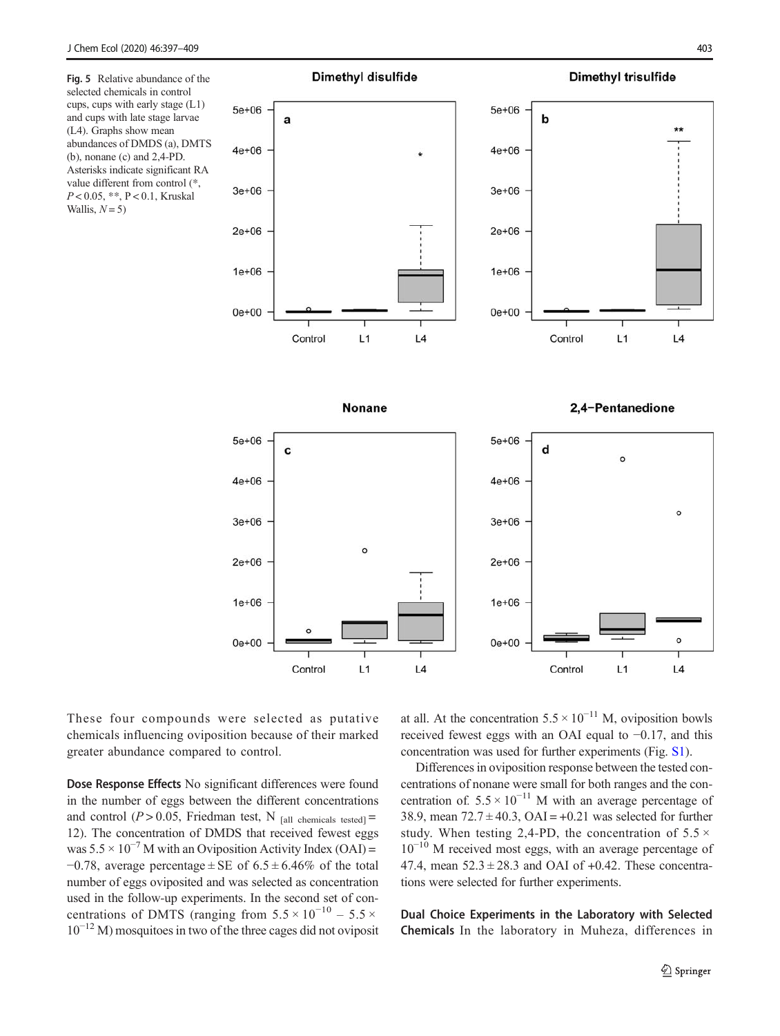Fig. 5 Relative abundance of the selected chemicals in control cups, cups with early stage (L1) and cups with late stage larvae (L4). Graphs show mean abundances of DMDS (a), DMTS (b), nonane (c) and 2,4-PD. Asterisks indicate significant RA value different from control (*, $P < 0.05$, **, $P < 0.1$, Kruskal Wallis, $N = 5$)

These four compounds were selected as putative chemicals influencing oviposition because of their marked greater abundance compared to control.

**Dose Response Effects** No significant differences were found in the number of eggs between the different concentrations and control ($P > 0.05$, Friedman test, $N_{[all\ chemicals\ tested]} = 12$). The concentration of DMDS that received fewest eggs was $5.5 \times 10^{-7}$ M with an Oviposition Activity Index (OAI) = −0.78, average percentage ± SE of 6.5 ± 6.46% of the total number of eggs oviposited and was selected as concentration used in the follow-up experiments. In the second set of concentrations of DMTS (ranging from $5.5 \times 10^{-10}$ – $5.5 \times 10^{-12}$ M) mosquitoes in two of the three cages did not oviposit at all. At the concentration $5.5 \times 10^{-11}$ M, oviposition bowls received fewest eggs with an OAI equal to −0.17, and this concentration was used for further experiments (Fig. S1).

Differences in oviposition response between the tested concentrations of nonane were small for both ranges and the concentration of. $5.5 \times 10^{-11}$ M with an average percentage of 38.9, mean 72.7 ± 40.3, OAI = +0.21 was selected for further study. When testing 2,4-PD, the concentration of $5.5 \times 10^{-10}$ M received most eggs, with an average percentage of 47.4, mean 52.3 ± 28.3 and OAI of +0.42. These concentrations were selected for further experiments.

**Dual Choice Experiments in the Laboratory with Selected Chemicals** In the laboratory in Muheza, differences in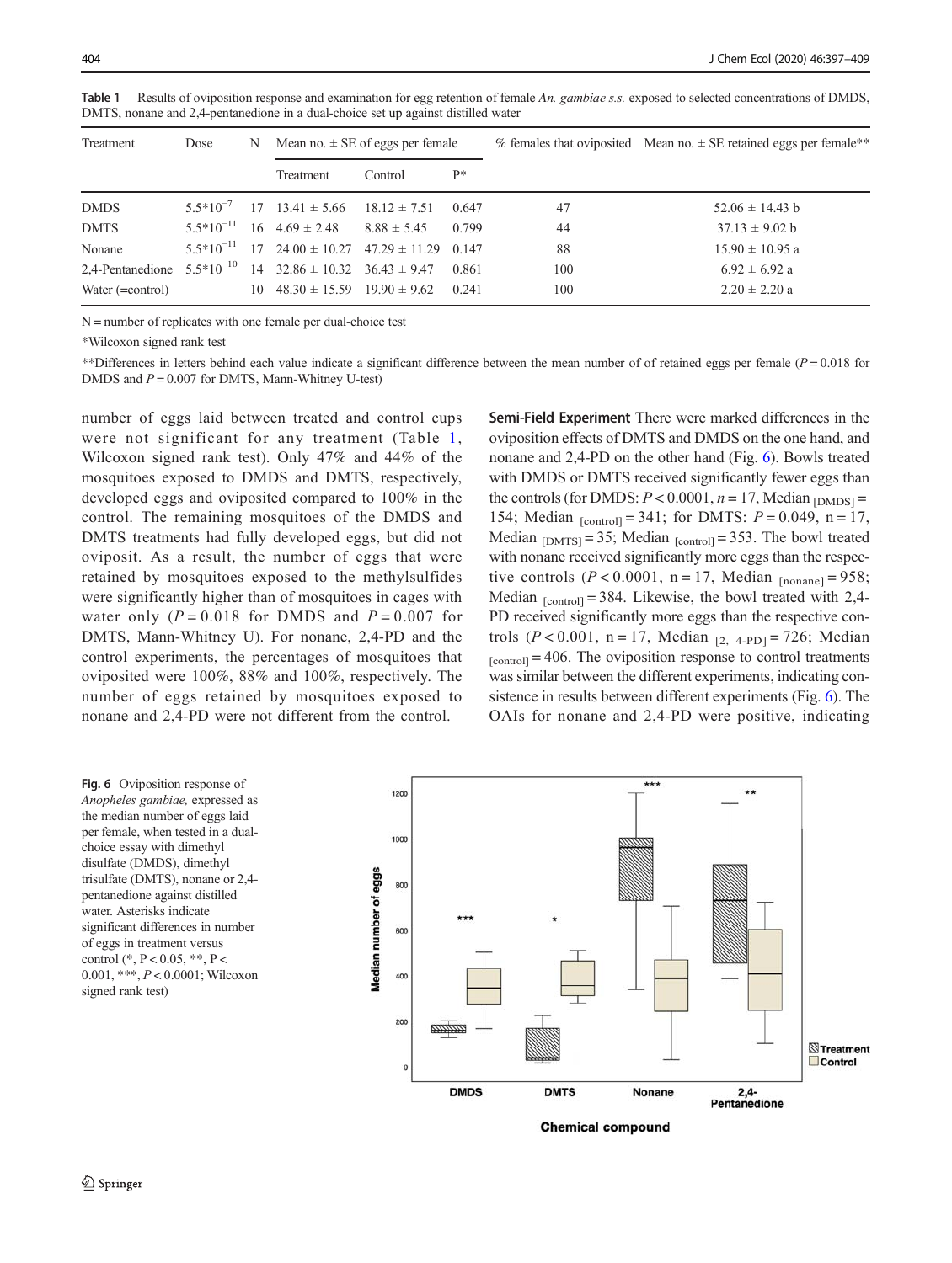**Table 1** Results of oviposition response and examination for egg retention of female *An. gambiae s.s.* exposed to selected concentrations of DMDS, DMTS, nonane and 2,4-pentanedione in a dual-choice set up against distilled water

| Treatment | Dose | N | Mean no. ± SE of eggs per female | | | % females that oviposited | Mean no. ± SE retained eggs per female** |
|---|---|---|---|---|---|---|---|
| | | | Treatment | Control | P* | | |
| DMDS | $5.5*10^{-7}$ | 17 | 13.41 ± 5.66 | 18.12 ± 7.51 | 0.647 | 47 | 52.06 ± 14.43 b |
| DMTS | $5.5*10^{-11}$ | 16 | 4.69 ± 2.48 | 8.88 ± 5.45 | 0.799 | 44 | 37.13 ± 9.02 b |
| Nonane | $5.5*10^{-11}$ | 17 | 24.00 ± 10.27 | 47.29 ± 11.29 | 0.147 | 88 | 15.90 ± 10.95 a |
| 2,4-Pentanedione | $5.5*10^{-10}$ | 14 | 32.86 ± 10.32 | 36.43 ± 9.47 | 0.861 | 100 | 6.92 ± 6.92 a |
| Water (=control) | | 10 | 48.30 ± 15.59 | 19.90 ± 9.62 | 0.241 | 100 | 2.20 ± 2.20 a |

N = number of replicates with one female per dual-choice test

*Wilcoxon signed rank test

**Differences in letters behind each value indicate a significant difference between the mean number of of retained eggs per female ($P = 0.018$ for DMDS and $P = 0.007$ for DMTS, Mann-Whitney U-test)

number of eggs laid between treated and control cups were not significant for any treatment (Table 1, Wilcoxon signed rank test). Only 47% and 44% of the mosquitoes exposed to DMDS and DMTS, respectively, developed eggs and oviposited compared to 100% in the control. The remaining mosquitoes of the DMDS and DMTS treatments had fully developed eggs, but did not oviposit. As a result, the number of eggs that were retained by mosquitoes exposed to the methylsulfides were significantly higher than of mosquitoes in cages with water only ($P = 0.018$ for DMDS and $P = 0.007$ for DMTS, Mann-Whitney U). For nonane, 2,4-PD and the control experiments, the percentages of mosquitoes that oviposited were 100%, 88% and 100%, respectively. The number of eggs retained by mosquitoes exposed to nonane and 2,4-PD were not different from the control.

**Semi-Field Experiment** There were marked differences in the oviposition effects of DMTS and DMDS on the one hand, and nonane and 2,4-PD on the other hand (Fig. 6). Bowls treated with DMDS or DMTS received significantly fewer eggs than the controls (for DMDS: $P < 0.0001$, $n = 17$, Median $_{[DMDS]}$ = 154; Median $_{[control]}$ = 341; for DMTS: $P = 0.049$, n = 17, Median $_{[DMTS]}$ = 35; Median $_{[control]}$ = 353. The bowl treated with nonane received significantly more eggs than the respective controls ($P < 0.0001$, n = 17, Median $_{[nonane]}$ = 958; Median $_{[control]}$ = 384. Likewise, the bowl treated with 2,4-PD received significantly more eggs than the respective controls ($P < 0.001$, n = 17, Median $_{[2, 4\text{-PD}]}$ = 726; Median $_{[control]}$ = 406. The oviposition response to control treatments was similar between the different experiments, indicating consistence in results between different experiments (Fig. 6). The OAIs for nonane and 2,4-PD were positive, indicating

**Fig. 6** Oviposition response of *Anopheles gambiae,* expressed as the median number of eggs laid per female, when tested in a dual-choice essay with dimethyl disulfate (DMDS), dimethyl trisulfate (DMTS), nonane or 2,4-pentanedione against distilled water. Asterisks indicate significant differences in number of eggs in treatment versus control (*, P < 0.05, **, P < 0.001, ***, $P < 0.0001$; Wilcoxon signed rank test)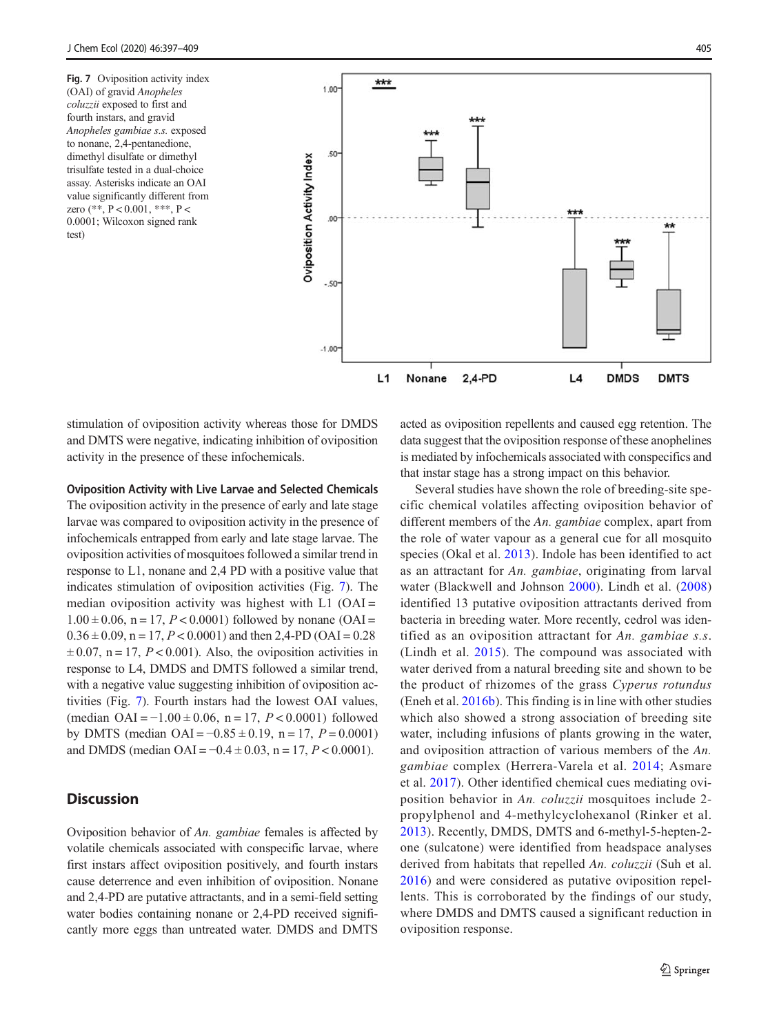Fig. 7 Oviposition activity index (OAI) of gravid *Anopheles coluzzii* exposed to first and fourth instars, and gravid *Anopheles gambiae s.s.* exposed to nonane, 2,4-pentanedione, dimethyl disulfate or dimethyl trisulfate tested in a dual-choice assay. Asterisks indicate an OAI value significantly different from zero (**, P < 0.001, ***, P < 0.0001; Wilcoxon signed rank test)

stimulation of oviposition activity whereas those for DMDS and DMTS were negative, indicating inhibition of oviposition activity in the presence of these infochemicals.

### Oviposition Activity with Live Larvae and Selected Chemicals

The oviposition activity in the presence of early and late stage larvae was compared to oviposition activity in the presence of infochemicals entrapped from early and late stage larvae. The oviposition activities of mosquitoes followed a similar trend in response to L1, nonane and 2,4 PD with a positive value that indicates stimulation of oviposition activities (Fig. 7). The median oviposition activity was highest with L1 (OAI = $1.00 \pm 0.06$, n = 17, $P < 0.0001$) followed by nonane (OAI = $0.36 \pm 0.09$, n = 17, $P < 0.0001$) and then 2,4-PD (OAI = 0.28 $\pm 0.07$, n = 17, $P < 0.001$). Also, the oviposition activities in response to L4, DMDS and DMTS followed a similar trend, with a negative value suggesting inhibition of oviposition activities (Fig. 7). Fourth instars had the lowest OAI values, (median OAI = $-1.00 \pm 0.06$, n = 17, $P < 0.0001$) followed by DMTS (median OAI = $-0.85 \pm 0.19$, n = 17, $P = 0.0001$) and DMDS (median OAI = $-0.4 \pm 0.03$, n = 17, $P < 0.0001$).

## Discussion

Oviposition behavior of *An. gambiae* females is affected by volatile chemicals associated with conspecific larvae, where first instars affect oviposition positively, and fourth instars cause deterrence and even inhibition of oviposition. Nonane and 2,4-PD are putative attractants, and in a semi-field setting water bodies containing nonane or 2,4-PD received significantly more eggs than untreated water. DMDS and DMTS acted as oviposition repellents and caused egg retention. The data suggest that the oviposition response of these anophelines is mediated by infochemicals associated with conspecifics and that instar stage has a strong impact on this behavior.

Several studies have shown the role of breeding-site specific chemical volatiles affecting oviposition behavior of different members of the *An. gambiae* complex, apart from the role of water vapour as a general cue for all mosquito species (Okal et al. 2013). Indole has been identified to act as an attractant for *An. gambiae*, originating from larval water (Blackwell and Johnson 2000). Lindh et al. (2008) identified 13 putative oviposition attractants derived from bacteria in breeding water. More recently, cedrol was identified as an oviposition attractant for *An. gambiae s.s.* (Lindh et al. 2015). The compound was associated with water derived from a natural breeding site and shown to be the product of rhizomes of the grass *Cyperus rotundus* (Eneh et al. 2016b). This finding is in line with other studies which also showed a strong association of breeding site water, including infusions of plants growing in the water, and oviposition attraction of various members of the *An. gambiae* complex (Herrera-Varela et al. 2014; Asmare et al. 2017). Other identified chemical cues mediating oviposition behavior in *An. coluzzii* mosquitoes include 2-propylphenol and 4-methylcyclohexanol (Rinker et al. 2013). Recently, DMDS, DMTS and 6-methyl-5-hepten-2-one (sulcatone) were identified from headspace analyses derived from habitats that repelled *An. coluzzii* (Suh et al. 2016) and were considered as putative oviposition repellents. This is corroborated by the findings of our study, where DMDS and DMTS caused a significant reduction in oviposition response.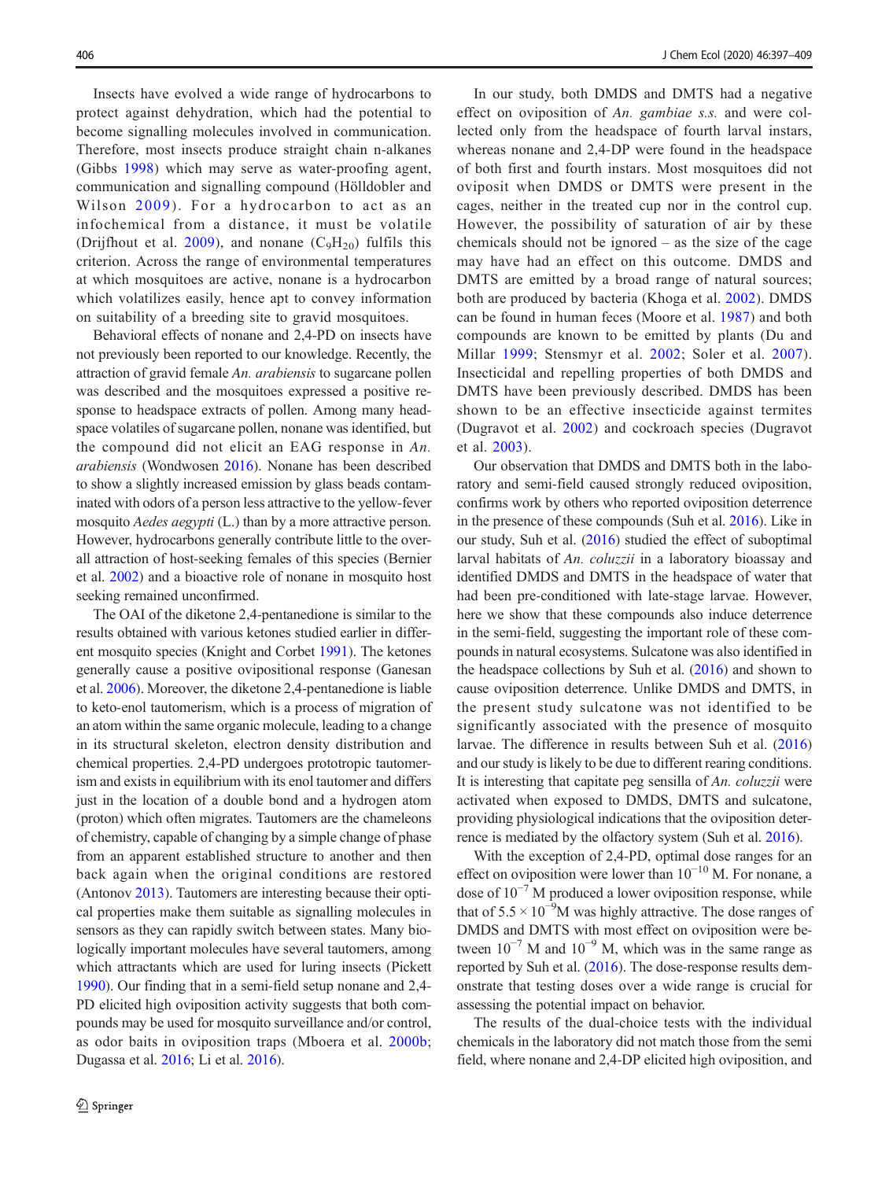Insects have evolved a wide range of hydrocarbons to protect against dehydration, which had the potential to become signalling molecules involved in communication. Therefore, most insects produce straight chain n-alkanes (Gibbs 1998) which may serve as water-proofing agent, communication and signalling compound (Hölldobler and Wilson 2009). For a hydrocarbon to act as an infochemical from a distance, it must be volatile (Drijfhout et al. 2009), and nonane ($C_9H_{20}$) fulfils this criterion. Across the range of environmental temperatures at which mosquitoes are active, nonane is a hydrocarbon which volatilizes easily, hence apt to convey information on suitability of a breeding site to gravid mosquitoes.

Behavioral effects of nonane and 2,4-PD on insects have not previously been reported to our knowledge. Recently, the attraction of gravid female *An. arabiensis* to sugarcane pollen was described and the mosquitoes expressed a positive response to headspace extracts of pollen. Among many headspace volatiles of sugarcane pollen, nonane was identified, but the compound did not elicit an EAG response in *An. arabiensis* (Wondwosen 2016). Nonane has been described to show a slightly increased emission by glass beads contaminated with odors of a person less attractive to the yellow-fever mosquito *Aedes aegypti* (L.) than by a more attractive person. However, hydrocarbons generally contribute little to the overall attraction of host-seeking females of this species (Bernier et al. 2002) and a bioactive role of nonane in mosquito host seeking remained unconfirmed.

The OAI of the diketone 2,4-pentanedione is similar to the results obtained with various ketones studied earlier in different mosquito species (Knight and Corbet 1991). The ketones generally cause a positive ovipositional response (Ganesan et al. 2006). Moreover, the diketone 2,4-pentanedione is liable to keto-enol tautomerism, which is a process of migration of an atom within the same organic molecule, leading to a change in its structural skeleton, electron density distribution and chemical properties. 2,4-PD undergoes prototropic tautomerism and exists in equilibrium with its enol tautomer and differs just in the location of a double bond and a hydrogen atom (proton) which often migrates. Tautomers are the chameleons of chemistry, capable of changing by a simple change of phase from an apparent established structure to another and then back again when the original conditions are restored (Antonov 2013). Tautomers are interesting because their optical properties make them suitable as signalling molecules in sensors as they can rapidly switch between states. Many biologically important molecules have several tautomers, among which attractants which are used for luring insects (Pickett 1990). Our finding that in a semi-field setup nonane and 2,4-PD elicited high oviposition activity suggests that both compounds may be used for mosquito surveillance and/or control, as odor baits in oviposition traps (Mboera et al. 2000b; Dugassa et al. 2016; Li et al. 2016).

In our study, both DMDS and DMTS had a negative effect on oviposition of *An. gambiae s.s.* and were collected only from the headspace of fourth larval instars, whereas nonane and 2,4-DP were found in the headspace of both first and fourth instars. Most mosquitoes did not oviposit when DMDS or DMTS were present in the cages, neither in the treated cup nor in the control cup. However, the possibility of saturation of air by these chemicals should not be ignored – as the size of the cage may have had an effect on this outcome. DMDS and DMTS are emitted by a broad range of natural sources; both are produced by bacteria (Khoga et al. 2002). DMDS can be found in human feces (Moore et al. 1987) and both compounds are known to be emitted by plants (Du and Millar 1999; Stensmyr et al. 2002; Soler et al. 2007). Insecticidal and repelling properties of both DMDS and DMTS have been previously described. DMDS has been shown to be an effective insecticide against termites (Dugravot et al. 2002) and cockroach species (Dugravot et al. 2003).

Our observation that DMDS and DMTS both in the laboratory and semi-field caused strongly reduced oviposition, confirms work by others who reported oviposition deterrence in the presence of these compounds (Suh et al. 2016). Like in our study, Suh et al. (2016) studied the effect of suboptimal larval habitats of *An. coluzzii* in a laboratory bioassay and identified DMDS and DMTS in the headspace of water that had been pre-conditioned with late-stage larvae. However, here we show that these compounds also induce deterrence in the semi-field, suggesting the important role of these compounds in natural ecosystems. Sulcatone was also identified in the headspace collections by Suh et al. (2016) and shown to cause oviposition deterrence. Unlike DMDS and DMTS, in the present study sulcatone was not identified to be significantly associated with the presence of mosquito larvae. The difference in results between Suh et al. (2016) and our study is likely to be due to different rearing conditions. It is interesting that capitate peg sensilla of *An. coluzzii* were activated when exposed to DMDS, DMTS and sulcatone, providing physiological indications that the oviposition deterrence is mediated by the olfactory system (Suh et al. 2016).

With the exception of 2,4-PD, optimal dose ranges for an effect on oviposition were lower than $10^{-10}$ M. For nonane, a dose of $10^{-7}$ M produced a lower oviposition response, while that of $5.5 \times 10^{-9}$M was highly attractive. The dose ranges of DMDS and DMTS with most effect on oviposition were between $10^{-7}$ M and $10^{-9}$ M, which was in the same range as reported by Suh et al. (2016). The dose-response results demonstrate that testing doses over a wide range is crucial for assessing the potential impact on behavior.

The results of the dual-choice tests with the individual chemicals in the laboratory did not match those from the semi field, where nonane and 2,4-DP elicited high oviposition, and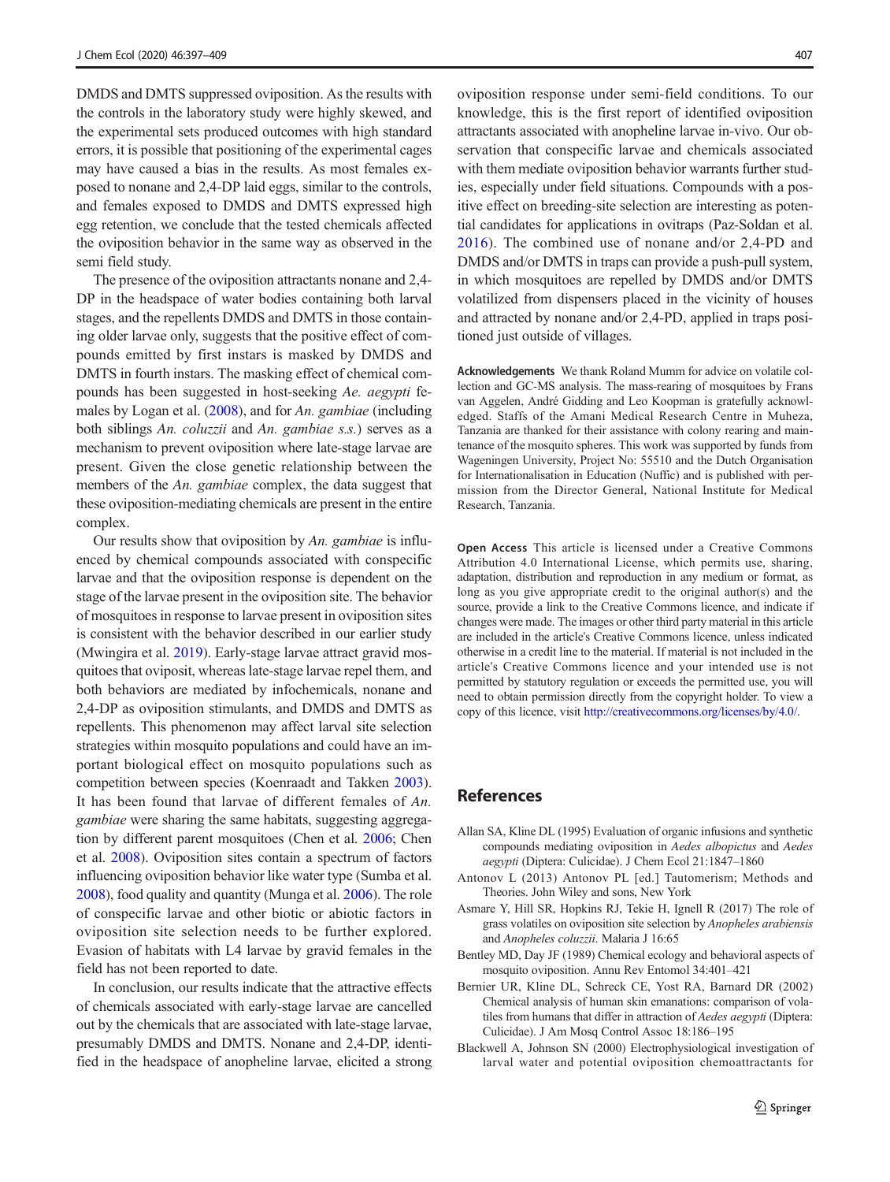DMDS and DMTS suppressed oviposition. As the results with the controls in the laboratory study were highly skewed, and the experimental sets produced outcomes with high standard errors, it is possible that positioning of the experimental cages may have caused a bias in the results. As most females exposed to nonane and 2,4-DP laid eggs, similar to the controls, and females exposed to DMDS and DMTS expressed high egg retention, we conclude that the tested chemicals affected the oviposition behavior in the same way as observed in the semi field study.

The presence of the oviposition attractants nonane and 2,4-DP in the headspace of water bodies containing both larval stages, and the repellents DMDS and DMTS in those containing older larvae only, suggests that the positive effect of compounds emitted by first instars is masked by DMDS and DMTS in fourth instars. The masking effect of chemical compounds has been suggested in host-seeking *Ae. aegypti* females by Logan et al. (2008), and for *An. gambiae* (including both siblings *An. coluzzii* and *An. gambiae s.s.*) serves as a mechanism to prevent oviposition where late-stage larvae are present. Given the close genetic relationship between the members of the *An. gambiae* complex, the data suggest that these oviposition-mediating chemicals are present in the entire complex.

Our results show that oviposition by *An. gambiae* is influenced by chemical compounds associated with conspecific larvae and that the oviposition response is dependent on the stage of the larvae present in the oviposition site. The behavior of mosquitoes in response to larvae present in oviposition sites is consistent with the behavior described in our earlier study (Mwingira et al. 2019). Early-stage larvae attract gravid mosquitoes that oviposit, whereas late-stage larvae repel them, and both behaviors are mediated by infochemicals, nonane and 2,4-DP as oviposition stimulants, and DMDS and DMTS as repellents. This phenomenon may affect larval site selection strategies within mosquito populations and could have an important biological effect on mosquito populations such as competition between species (Koenraadt and Takken 2003). It has been found that larvae of different females of *An. gambiae* were sharing the same habitats, suggesting aggregation by different parent mosquitoes (Chen et al. 2006; Chen et al. 2008). Oviposition sites contain a spectrum of factors influencing oviposition behavior like water type (Sumba et al. 2008), food quality and quantity (Munga et al. 2006). The role of conspecific larvae and other biotic or abiotic factors in oviposition site selection needs to be further explored. Evasion of habitats with L4 larvae by gravid females in the field has not been reported to date.

In conclusion, our results indicate that the attractive effects of chemicals associated with early-stage larvae are cancelled out by the chemicals that are associated with late-stage larvae, presumably DMDS and DMTS. Nonane and 2,4-DP, identified in the headspace of anopheline larvae, elicited a strong oviposition response under semi-field conditions. To our knowledge, this is the first report of identified oviposition attractants associated with anopheline larvae in-vivo. Our observation that conspecific larvae and chemicals associated with them mediate oviposition behavior warrants further studies, especially under field situations. Compounds with a positive effect on breeding-site selection are interesting as potential candidates for applications in ovitraps (Paz-Soldan et al. 2016). The combined use of nonane and/or 2,4-PD and DMDS and/or DMTS in traps can provide a push-pull system, in which mosquitoes are repelled by DMDS and/or DMTS volatilized from dispensers placed in the vicinity of houses and attracted by nonane and/or 2,4-PD, applied in traps positioned just outside of villages.

**Acknowledgements** We thank Roland Mumm for advice on volatile collection and GC-MS analysis. The mass-rearing of mosquitoes by Frans van Aggelen, André Gidding and Leo Koopman is gratefully acknowledged. Staffs of the Amani Medical Research Centre in Muheza, Tanzania are thanked for their assistance with colony rearing and maintenance of the mosquito spheres. This work was supported by funds from Wageningen University, Project No: 55510 and the Dutch Organisation for Internationalisation in Education (Nuffic) and is published with permission from the Director General, National Institute for Medical Research, Tanzania.

**Open Access** This article is licensed under a Creative Commons Attribution 4.0 International License, which permits use, sharing, adaptation, distribution and reproduction in any medium or format, as long as you give appropriate credit to the original author(s) and the source, provide a link to the Creative Commons licence, and indicate if changes were made. The images or other third party material in this article are included in the article's Creative Commons licence, unless indicated otherwise in a credit line to the material. If material is not included in the article's Creative Commons licence and your intended use is not permitted by statutory regulation or exceeds the permitted use, you will need to obtain permission directly from the copyright holder. To view a copy of this licence, visit http://creativecommons.org/licenses/by/4.0/.

## References

Allan SA, Kline DL (1995) Evaluation of organic infusions and synthetic compounds mediating oviposition in *Aedes albopictus* and *Aedes aegypti* (Diptera: Culicidae). J Chem Ecol 21:1847–1860

Antonov L (2013) Antonov PL [ed.] Tautomerism; Methods and Theories. John Wiley and sons, New York

Asmare Y, Hill SR, Hopkins RJ, Tekie H, Ignell R (2017) The role of grass volatiles on oviposition site selection by *Anopheles arabiensis* and *Anopheles coluzzii*. Malaria J 16:65

Bentley MD, Day JF (1989) Chemical ecology and behavioral aspects of mosquito oviposition. Annu Rev Entomol 34:401–421

Bernier UR, Kline DL, Schreck CE, Yost RA, Barnard DR (2002) Chemical analysis of human skin emanations: comparison of volatiles from humans that differ in attraction of *Aedes aegypti* (Diptera: Culicidae). J Am Mosq Control Assoc 18:186–195

Blackwell A, Johnson SN (2000) Electrophysiological investigation of larval water and potential oviposition chemoattractants for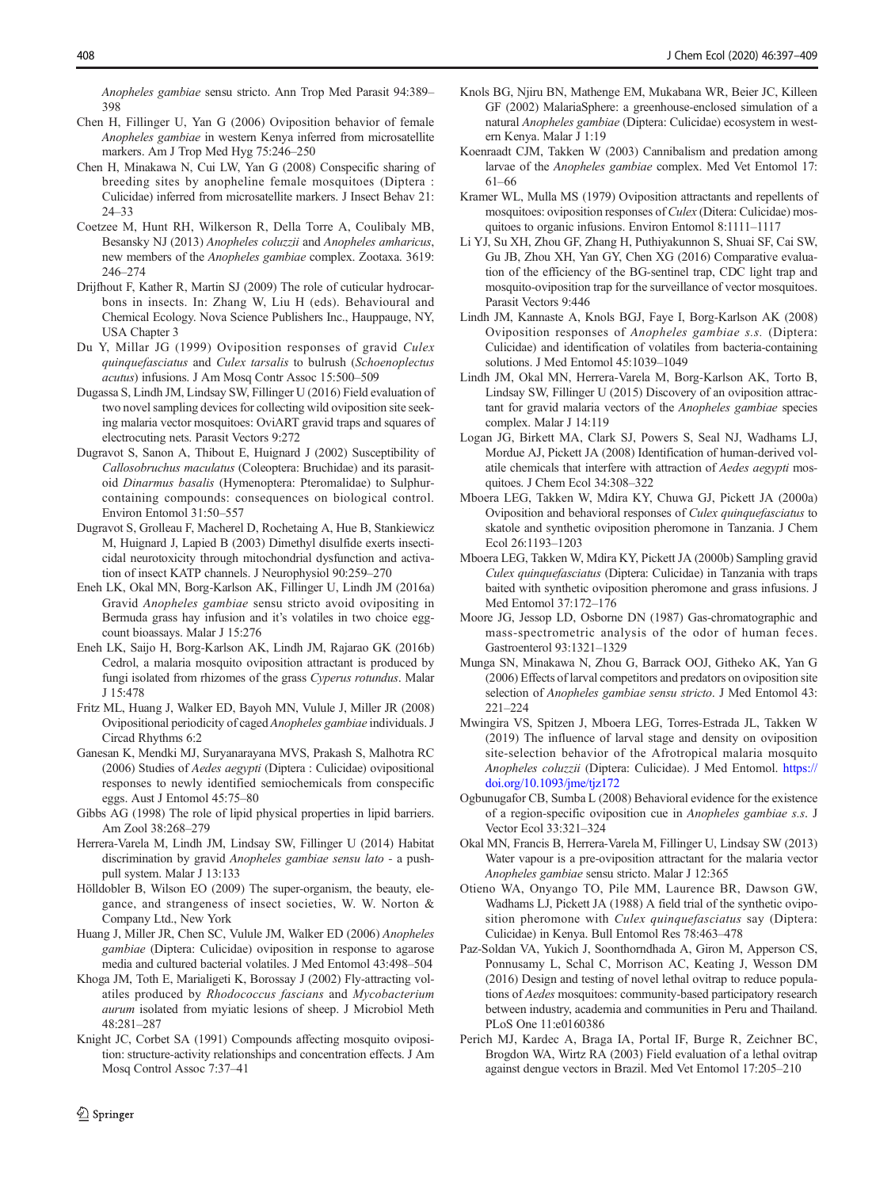*Anopheles gambiae* sensu stricto. Ann Trop Med Parasit 94:389–398

Chen H, Fillinger U, Yan G (2006) Oviposition behavior of female *Anopheles gambiae* in western Kenya inferred from microsatellite markers. Am J Trop Med Hyg 75:246–250

Chen H, Minakawa N, Cui LW, Yan G (2008) Conspecific sharing of breeding sites by anopheline female mosquitoes (Diptera : Culicidae) inferred from microsatellite markers. J Insect Behav 21:24–33

Coetzee M, Hunt RH, Wilkerson R, Della Torre A, Coulibaly MB, Besansky NJ (2013) *Anopheles coluzzii* and *Anopheles amharicus*, new members of the *Anopheles gambiae* complex. Zootaxa. 3619:246–274

Drijfhout F, Kather R, Martin SJ (2009) The role of cuticular hydrocarbons in insects. In: Zhang W, Liu H (eds). Behavioural and Chemical Ecology. Nova Science Publishers Inc., Hauppauge, NY, USA Chapter 3

Du Y, Millar JG (1999) Oviposition responses of gravid *Culex quinquefasciatus* and *Culex tarsalis* to bulrush (*Schoenoplectus acutus*) infusions. J Am Mosq Contr Assoc 15:500–509

Dugassa S, Lindh JM, Lindsay SW, Fillinger U (2016) Field evaluation of two novel sampling devices for collecting wild oviposition site seeking malaria vector mosquitoes: OviART gravid traps and squares of electrocuting nets. Parasit Vectors 9:272

Dugravot S, Sanon A, Thibout E, Huignard J (2002) Susceptibility of *Callosobruchus maculatus* (Coleoptera: Bruchidae) and its parasitoid *Dinarmus basalis* (Hymenoptera: Pteromalidae) to Sulphur-containing compounds: consequences on biological control. Environ Entomol 31:50–557

Dugravot S, Grolleau F, Macherel D, Rochetaing A, Hue B, Stankiewicz M, Huignard J, Lapied B (2003) Dimethyl disulfide exerts insecticidal neurotoxicity through mitochondrial dysfunction and activation of insect KATP channels. J Neurophysiol 90:259–270

Eneh LK, Okal MN, Borg-Karlson AK, Fillinger U, Lindh JM (2016a) Gravid *Anopheles gambiae* sensu stricto avoid ovipositing in Bermuda grass hay infusion and it's volatiles in two choice egg-count bioassays. Malar J 15:276

Eneh LK, Saijo H, Borg-Karlson AK, Lindh JM, Rajarao GK (2016b) Cedrol, a malaria mosquito oviposition attractant is produced by fungi isolated from rhizomes of the grass *Cyperus rotundus*. Malar J 15:478

Fritz ML, Huang J, Walker ED, Bayoh MN, Vulule J, Miller JR (2008) Ovipositional periodicity of caged *Anopheles gambiae* individuals. J Circad Rhythms 6:2

Ganesan K, Mendki MJ, Suryanarayana MVS, Prakash S, Malhotra RC (2006) Studies of *Aedes aegypti* (Diptera : Culicidae) ovipositional responses to newly identified semiochemicals from conspecific eggs. Aust J Entomol 45:75–80

Gibbs AG (1998) The role of lipid physical properties in lipid barriers. Am Zool 38:268–279

Herrera-Varela M, Lindh JM, Lindsay SW, Fillinger U (2014) Habitat discrimination by gravid *Anopheles gambiae sensu lato* - a push-pull system. Malar J 13:133

Hölldobler B, Wilson EO (2009) The super-organism, the beauty, elegance, and strangeness of insect societies, W. W. Norton & Company Ltd., New York

Huang J, Miller JR, Chen SC, Vulule JM, Walker ED (2006) *Anopheles gambiae* (Diptera: Culicidae) oviposition in response to agarose media and cultured bacterial volatiles. J Med Entomol 43:498–504

Khoga JM, Toth E, Marialigeti K, Borossay J (2002) Fly-attracting volatiles produced by *Rhodococcus fascians* and *Mycobacterium aurum* isolated from myiatic lesions of sheep. J Microbiol Meth 48:281–287

Knight JC, Corbet SA (1991) Compounds affecting mosquito oviposition: structure-activity relationships and concentration effects. J Am Mosq Control Assoc 7:37–41

Knols BG, Njiru BN, Mathenge EM, Mukabana WR, Beier JC, Killeen GF (2002) MalariaSphere: a greenhouse-enclosed simulation of a natural *Anopheles gambiae* (Diptera: Culicidae) ecosystem in western Kenya. Malar J 1:19

Koenraadt CJM, Takken W (2003) Cannibalism and predation among larvae of the *Anopheles gambiae* complex. Med Vet Entomol 17:61–66

Kramer WL, Mulla MS (1979) Oviposition attractants and repellents of mosquitoes: oviposition responses of *Culex* (Ditera: Culicidae) mosquitoes to organic infusions. Environ Entomol 8:1111–1117

Li YJ, Su XH, Zhou GF, Zhang H, Puthiyakunnon S, Shuai SF, Cai SW, Gu JB, Zhou XH, Yan GY, Chen XG (2016) Comparative evaluation of the efficiency of the BG-sentinel trap, CDC light trap and mosquito-oviposition trap for the surveillance of vector mosquitoes. Parasit Vectors 9:446

Lindh JM, Kannaste A, Knols BGJ, Faye I, Borg-Karlson AK (2008) Oviposition responses of *Anopheles gambiae s.s.* (Diptera: Culicidae) and identification of volatiles from bacteria-containing solutions. J Med Entomol 45:1039–1049

Lindh JM, Okal MN, Herrera-Varela M, Borg-Karlson AK, Torto B, Lindsay SW, Fillinger U (2015) Discovery of an oviposition attractant for gravid malaria vectors of the *Anopheles gambiae* species complex. Malar J 14:119

Logan JG, Birkett MA, Clark SJ, Powers S, Seal NJ, Wadhams LJ, Mordue AJ, Pickett JA (2008) Identification of human-derived volatile chemicals that interfere with attraction of *Aedes aegypti* mosquitoes. J Chem Ecol 34:308–322

Mboera LEG, Takken W, Mdira KY, Chuwa GJ, Pickett JA (2000a) Oviposition and behavioral responses of *Culex quinquefasciatus* to skatole and synthetic oviposition pheromone in Tanzania. J Chem Ecol 26:1193–1203

Mboera LEG, Takken W, Mdira KY, Pickett JA (2000b) Sampling gravid *Culex quinquefasciatus* (Diptera: Culicidae) in Tanzania with traps baited with synthetic oviposition pheromone and grass infusions. J Med Entomol 37:172–176

Moore JG, Jessop LD, Osborne DN (1987) Gas-chromatographic and mass-spectrometric analysis of the odor of human feces. Gastroenterol 93:1321–1329

Munga SN, Minakawa N, Zhou G, Barrack OOJ, Githeko AK, Yan G (2006) Effects of larval competitors and predators on oviposition site selection of *Anopheles gambiae sensu stricto*. J Med Entomol 43:221–224

Mwingira VS, Spitzen J, Mboera LEG, Torres-Estrada JL, Takken W (2019) The influence of larval stage and density on oviposition site-selection behavior of the Afrotropical malaria mosquito *Anopheles coluzzii* (Diptera: Culicidae). J Med Entomol. https://doi.org/10.1093/jme/tjz172

Ogbunugafor CB, Sumba L (2008) Behavioral evidence for the existence of a region-specific oviposition cue in *Anopheles gambiae s.s*. J Vector Ecol 33:321–324

Okal MN, Francis B, Herrera-Varela M, Fillinger U, Lindsay SW (2013) Water vapour is a pre-oviposition attractant for the malaria vector *Anopheles gambiae* sensu stricto. Malar J 12:365

Otieno WA, Onyango TO, Pile MM, Laurence BR, Dawson GW, Wadhams LJ, Pickett JA (1988) A field trial of the synthetic oviposition pheromone with *Culex quinquefasciatus* say (Diptera: Culicidae) in Kenya. Bull Entomol Res 78:463–478

Paz-Soldan VA, Yukich J, Soonthorndhada A, Giron M, Apperson CS, Ponnusamy L, Schal C, Morrison AC, Keating J, Wesson DM (2016) Design and testing of novel lethal ovitrap to reduce populations of *Aedes* mosquitoes: community-based participatory research between industry, academia and communities in Peru and Thailand. PLoS One 11:e0160386

Perich MJ, Kardec A, Braga IA, Portal IF, Burge R, Zeichner BC, Brogdon WA, Wirtz RA (2003) Field evaluation of a lethal ovitrap against dengue vectors in Brazil. Med Vet Entomol 17:205–210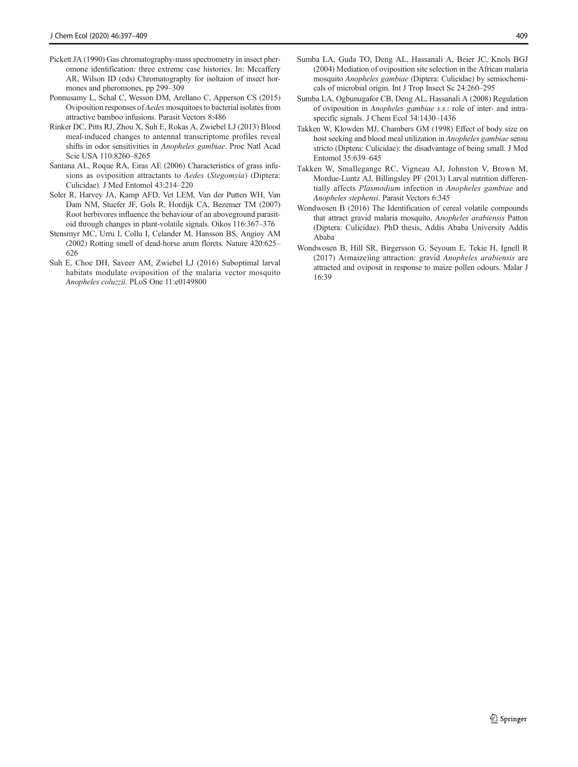Pickett JA (1990) Gas chromatography-mass spectrometry in insect pheromone identification: three extreme case histories. In: Mccaffery AR, Wilson ID (eds) Chromatography for isoltaion of insect hormones and pheromones, pp 299–309

Ponnusamy L, Schal C, Wesson DM, Arellano C, Apperson CS (2015) Oviposition responses of *Aedes* mosquitoes to bacterial isolates from attractive bamboo infusions. Parasit Vectors 8:486

Rinker DC, Pitts RJ, Zhou X, Suh E, Rokas A, Zwiebel LJ (2013) Blood meal-induced changes to antennal transcriptome profiles reveal shifts in odor sensitivities in *Anopheles gambiae*. Proc Natl Acad Scie USA 110:8260–8265

Santana AL, Roque RA, Eiras AE (2006) Characteristics of grass infusions as oviposition attractants to *Aedes* (*Stegomyia*) (Diptera: Culicidae). J Med Entomol 43:214–220

Soler R, Harvey JA, Kamp AFD, Vet LEM, Van der Putten WH, Van Dam NM, Stuefer JF, Gols R, Hordijk CA, Bezemer TM (2007) Root herbivores influence the behaviour of an aboveground parasitoid through changes in plant-volatile signals. Oikos 116:367–376

Stensmyr MC, Urru I, Collu I, Celander M, Hansson BS, Angioy AM (2002) Rotting smell of dead-horse arum florets. Nature 420:625–626

Suh E, Choe DH, Saveer AM, Zwiebel LJ (2016) Suboptimal larval habitats modulate oviposition of the malaria vector mosquito *Anopheles coluzzii*. PLoS One 11:e0149800

Sumba LA, Guda TO, Deng AL, Hassanali A, Beier JC, Knols BGJ (2004) Mediation of oviposition site selection in the African malaria mosquito *Anopheles gambiae* (Diptera: Culicidae) by semiochemicals of microbial origin. Int J Trop Insect Sc 24:260–295

Sumba LA, Ogbunugafor CB, Deng AL, Hassanali A (2008) Regulation of oviposition in *Anopheles gambiae s.s.*: role of inter- and intraspecific signals. J Chem Ecol 34:1430–1436

Takken W, Klowden MJ, Chambers GM (1998) Effect of body size on host seeking and blood meal utilization in *Anopheles gambiae* sensu stricto (Diptera: Culicidae): the disadvantage of being small. J Med Entomol 35:639–645

Takken W, Smallegange RC, Vigneau AJ, Johnston V, Brown M, Mordue-Luntz AJ, Billingsley PF (2013) Larval nutrition differentially affects *Plasmodium* infection in *Anopheles gambiae* and *Anopheles stephensi*. Parasit Vectors 6:345

Wondwosen B (2016) The Identification of cereal volatile compounds that attract gravid malaria mosquito, *Anopheles arabiensis* Patton (Diptera: Culicidae). PhD thesis, Addis Ababa University Addis Ababa

Wondwosen B, Hill SR, Birgersson G, Seyoum E, Tekie H, Ignell R (2017) A(maize)ing attraction: gravid *Anopheles arabiensis* are attracted and oviposit in response to maize pollen odours. Malar J 16:39